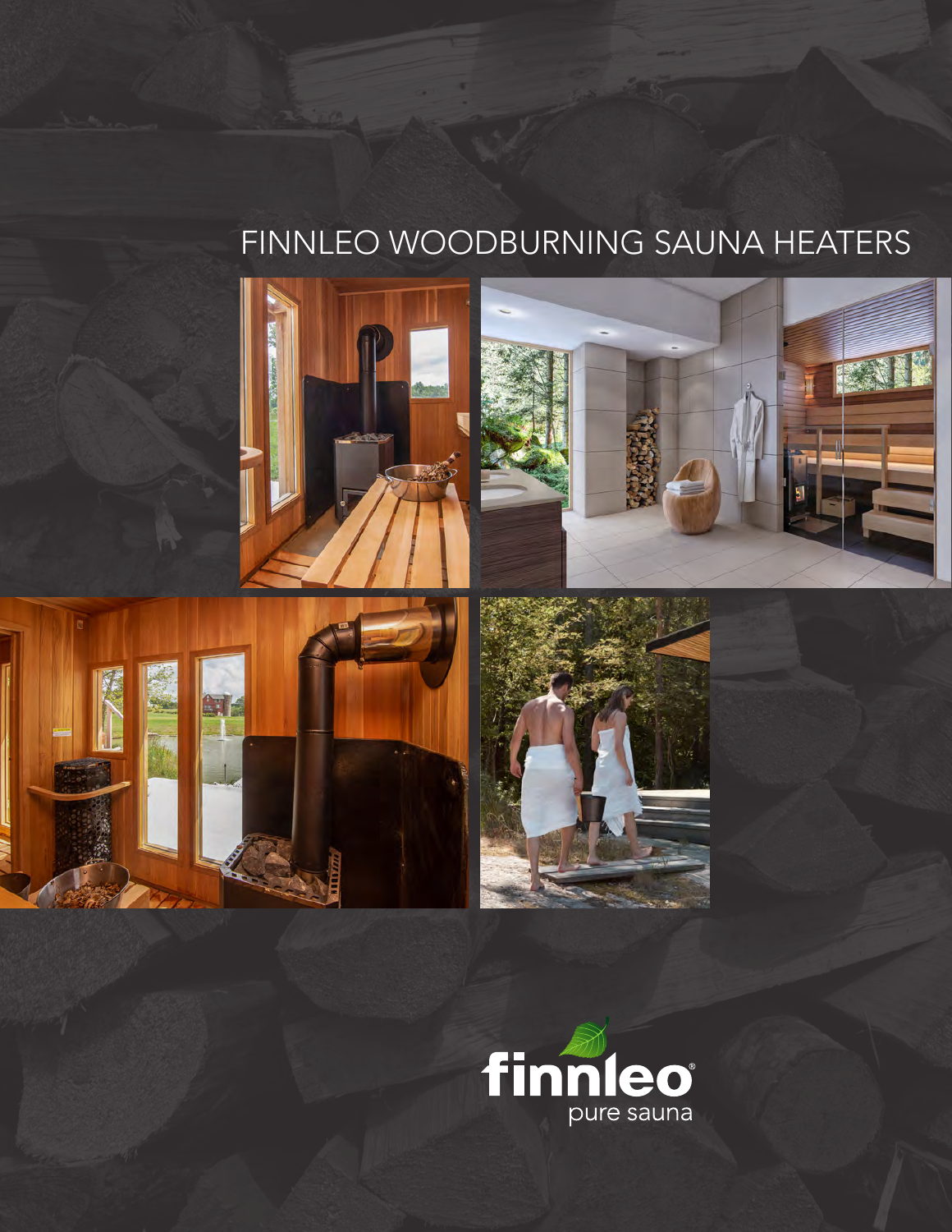# FINNLEO WOODBURNING SAUNA HEATERS

finnleo®
pure sauna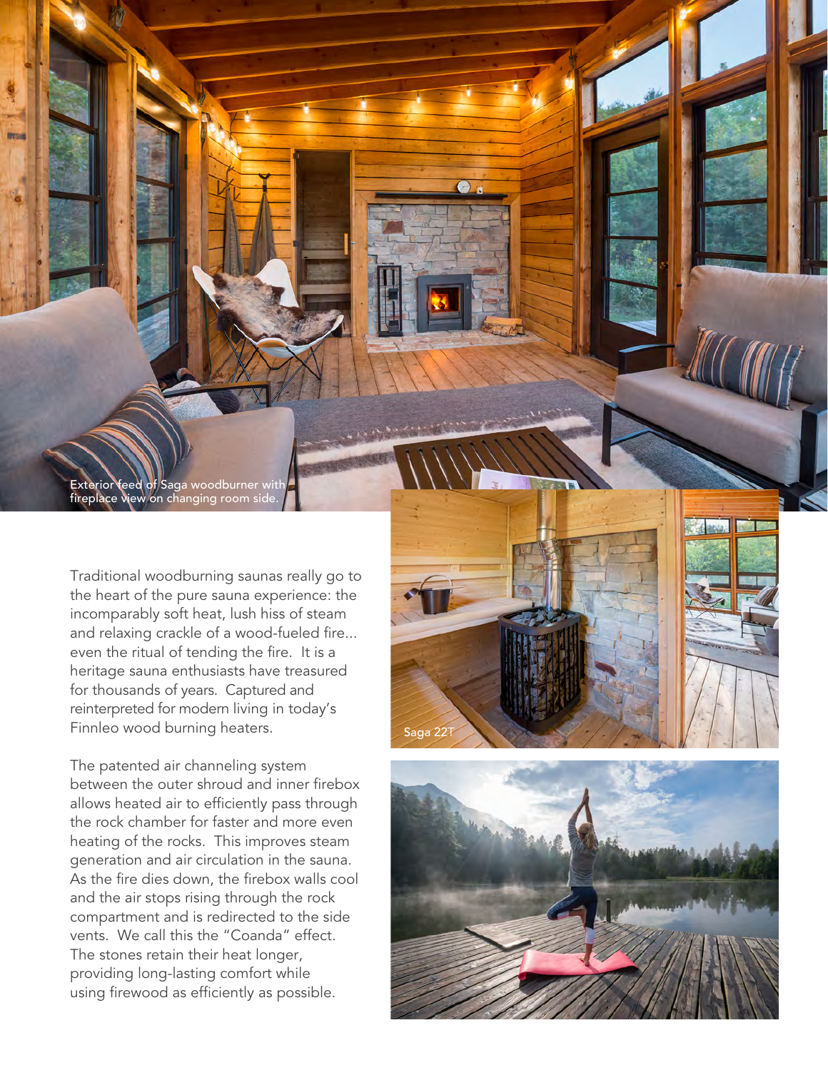Exterior feed of Saga woodburner with fireplace view on changing room side.

Traditional woodburning saunas really go to the heart of the pure sauna experience: the incomparably soft heat, lush hiss of steam and relaxing crackle of a wood-fueled fire... even the ritual of tending the fire. It is a heritage sauna enthusiasts have treasured for thousands of years. Captured and reinterpreted for modern living in today's Finnleo wood burning heaters.

The patented air channeling system between the outer shroud and inner firebox allows heated air to efficiently pass through the rock chamber for faster and more even heating of the rocks. This improves steam generation and air circulation in the sauna. As the fire dies down, the firebox walls cool and the air stops rising through the rock compartment and is redirected to the side vents. We call this the "Coanda" effect. The stones retain their heat longer, providing long-lasting comfort while using firewood as efficiently as possible.

Saga 22T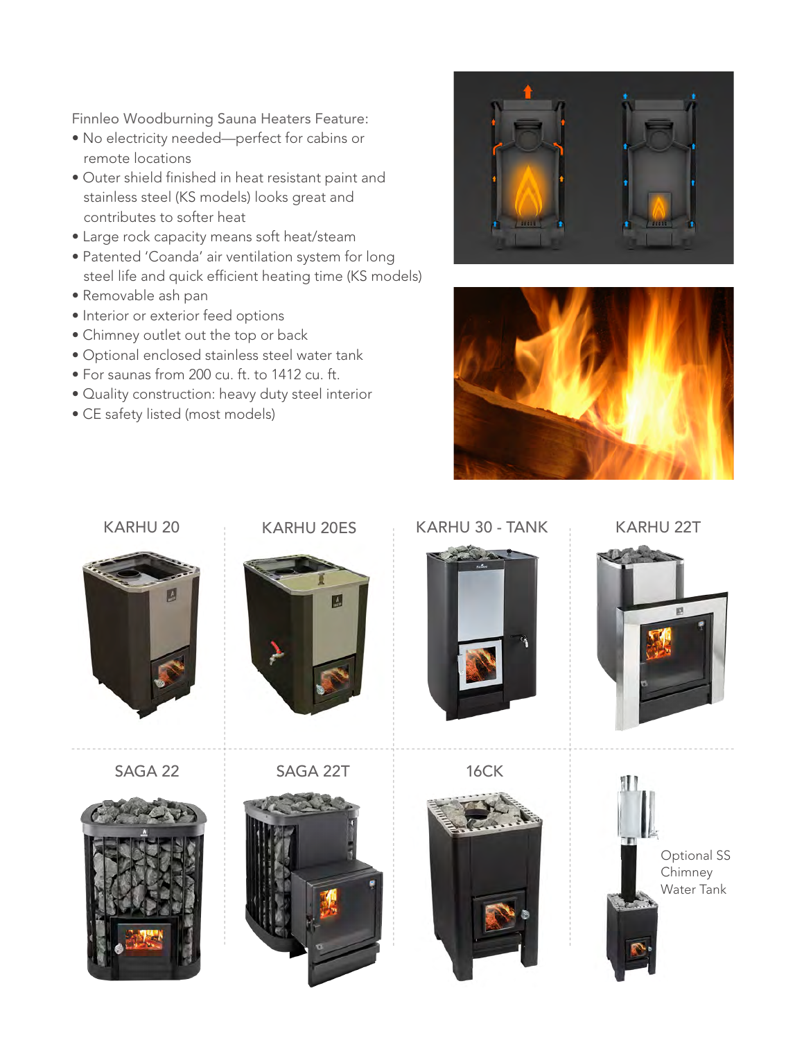Finnleo Woodburning Sauna Heaters Feature:

- No electricity needed—perfect for cabins or remote locations
- Outer shield finished in heat resistant paint and stainless steel (KS models) looks great and contributes to softer heat
- Large rock capacity means soft heat/steam
- Patented 'Coanda' air ventilation system for long steel life and quick efficient heating time (KS models)
- Removable ash pan
- Interior or exterior feed options
- Chimney outlet out the top or back
- Optional enclosed stainless steel water tank
- For saunas from 200 cu. ft. to 1412 cu. ft.
- Quality construction: heavy duty steel interior
- CE safety listed (most models)

KARHU 20

KARHU 20ES

KARHU 30 - TANK

KARHU 22T

SAGA 22

SAGA 22T

16CK

Optional SS Chimney Water Tank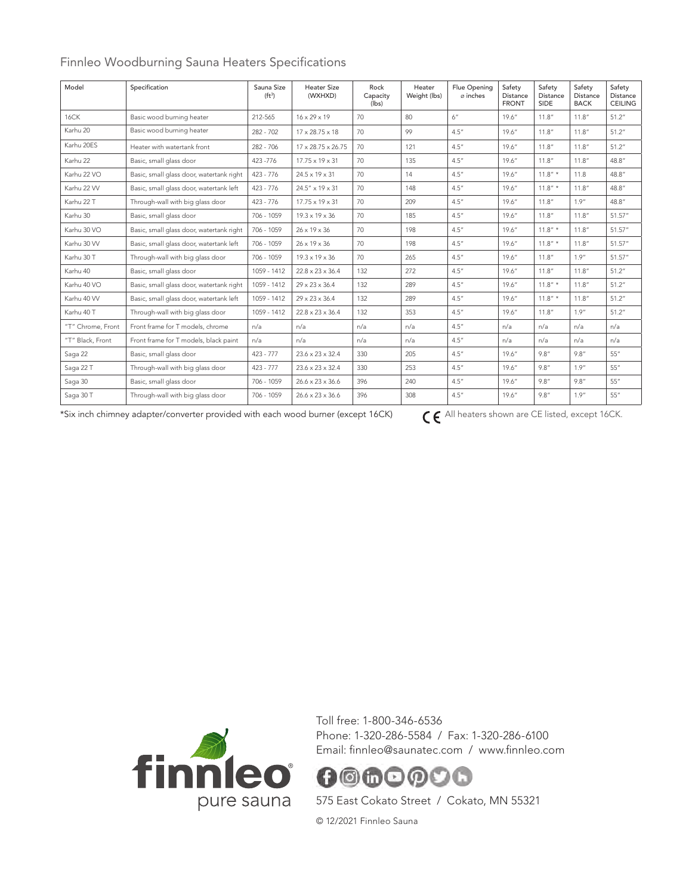# Finnleo Woodburning Sauna Heaters Specifications

| Model | Specification | Sauna Size (ft³) | Heater Size (WXHXD) | Rock Capacity (lbs) | Heater Weight (lbs) | Flue Opening ø inches | Safety Distance FRONT | Safety Distance SIDE | Safety Distance BACK | Safety Distance CEILING |
|---|---|---|---|---|---|---|---|---|---|---|
| 16CK | Basic wood burning heater | 212-565 | 16 x 29 x 19 | 70 | 80 | 6" | 19.6" | 11.8" | 11.8" | 51.2" |
| Karhu 20 | Basic wood burning heater | 282 - 702 | 17 x 28.75 x 18 | 70 | 99 | 4.5" | 19.6" | 11.8" | 11.8" | 51.2" |
| Karhu 20ES | Heater with watertank front | 282 - 706 | 17 x 28.75 x 26.75 | 70 | 121 | 4.5" | 19.6" | 11.8" | 11.8" | 51.2" |
| Karhu 22 | Basic, small glass door | 423 -776 | 17.75 x 19 x 31 | 70 | 135 | 4.5" | 19.6" | 11.8" | 11.8" | 48.8" |
| Karhu 22 VO | Basic, small glass door, watertank right | 423 - 776 | 24.5 x 19 x 31 | 70 | 14 | 4.5" | 19.6" | 11.8" * | 11.8 | 48.8" |
| Karhu 22 VV | Basic, small glass door, watertank left | 423 - 776 | 24.5" x 19 x 31 | 70 | 148 | 4.5" | 19.6" | 11.8" * | 11.8" | 48.8" |
| Karhu 22 T | Through-wall with big glass door | 423 - 776 | 17.75 x 19 x 31 | 70 | 209 | 4.5" | 19.6" | 11.8" | 1.9" | 48.8" |
| Karhu 30 | Basic, small glass door | 706 - 1059 | 19.3 x 19 x 36 | 70 | 185 | 4.5" | 19.6" | 11.8" | 11.8" | 51.57" |
| Karhu 30 VO | Basic, small glass door, watertank right | 706 - 1059 | 26 x 19 x 36 | 70 | 198 | 4.5" | 19.6" | 11.8" * | 11.8" | 51.57" |
| Karhu 30 VV | Basic, small glass door, watertank left | 706 - 1059 | 26 x 19 x 36 | 70 | 198 | 4.5" | 19.6" | 11.8" * | 11.8" | 51.57" |
| Karhu 30 T | Through-wall with big glass door | 706 - 1059 | 19.3 x 19 x 36 | 70 | 265 | 4.5" | 19.6" | 11.8" | 1.9" | 51.57" |
| Karhu 40 | Basic, small glass door | 1059 - 1412 | 22.8 x 23 x 36.4 | 132 | 272 | 4.5" | 19.6" | 11.8" | 11.8" | 51.2" |
| Karhu 40 VO | Basic, small glass door, watertank right | 1059 - 1412 | 29 x 23 x 36.4 | 132 | 289 | 4.5" | 19.6" | 11.8" * | 11.8" | 51.2" |
| Karhu 40 VV | Basic, small glass door, watertank left | 1059 - 1412 | 29 x 23 x 36.4 | 132 | 289 | 4.5" | 19.6" | 11.8" * | 11.8" | 51.2" |
| Karhu 40 T | Through-wall with big glass door | 1059 - 1412 | 22.8 x 23 x 36.4 | 132 | 353 | 4.5" | 19.6" | 11.8" | 1.9" | 51.2" |
| "T" Chrome, Front | Front frame for T models, chrome | n/a | n/a | n/a | n/a | 4.5" | n/a | n/a | n/a | n/a |
| "T" Black, Front | Front frame for T models, black paint | n/a | n/a | n/a | n/a | 4.5" | n/a | n/a | n/a | n/a |
| Saga 22 | Basic, small glass door | 423 - 777 | 23.6 x 23 x 32.4 | 330 | 205 | 4.5" | 19.6" | 9.8" | 9.8" | 55" |
| Saga 22 T | Through-wall with big glass door | 423 - 777 | 23.6 x 23 x 32.4 | 330 | 253 | 4.5" | 19.6" | 9.8" | 1.9" | 55" |
| Saga 30 | Basic, small glass door | 706 - 1059 | 26.6 x 23 x 36.6 | 396 | 240 | 4.5" | 19.6" | 9.8" | 9.8" | 55" |
| Saga 30 T | Through-wall with big glass door | 706 - 1059 | 26.6 x 23 x 36.6 | 396 | 308 | 4.5" | 19.6" | 9.8" | 1.9" | 55" |

*Six inch chimney adapter/converter provided with each wood burner (except 16CK)

CE All heaters shown are CE listed, except 16CK.

finnleo® pure sauna

Toll free: 1-800-346-6536
Phone: 1-320-286-5584 / Fax: 1-320-286-6100
Email: finnleo@saunatec.com / www.finnleo.com

575 East Cokato Street / Cokato, MN 55321

© 12/2021 Finnleo Sauna